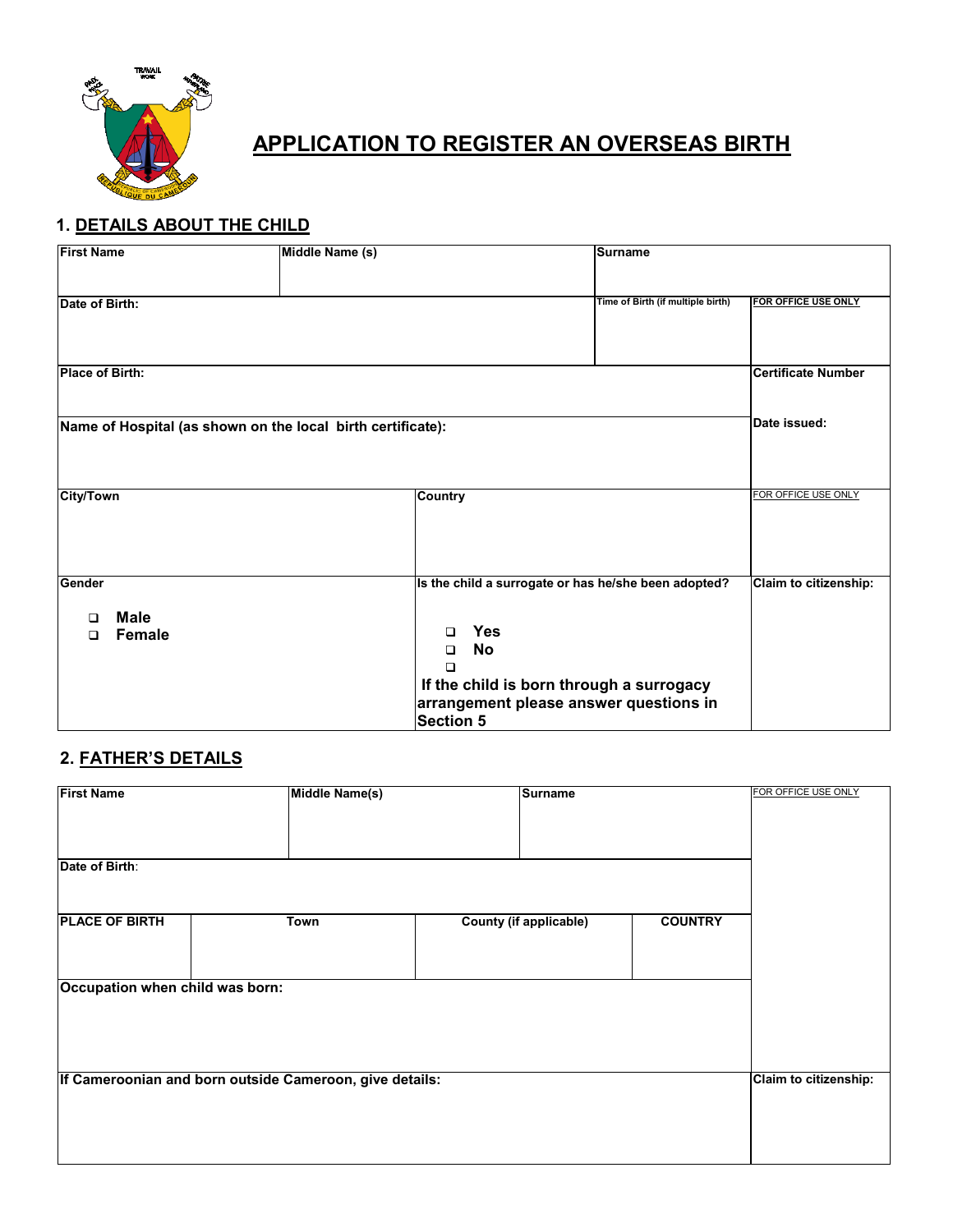# APPLICATION TO REGISTER AN OVERSEAS BIRTH

## 1. DETAILS ABOUT THE CHILD

| First Name | Middle Name (s) | | Surname | |
|---|---|---|---|---|
| Date of Birth: | | | Time of Birth (if multiple birth) | FOR OFFICE USE ONLY |
| Place of Birth: | | | | Certificate Number |
| Name of Hospital (as shown on the local birth certificate): | | | | Date issued: |
| City/Town | Country | | | FOR OFFICE USE ONLY |
| Gender<br>❑ Male<br>❑ Female | Is the child a surrogate or has he/she been adopted?<br>❑ Yes<br>❑ No<br>❑<br>If the child is born through a surrogacy arrangement please answer questions in Section 5 | | | Claim to citizenship: |

## 2. FATHER'S DETAILS

| First Name | Middle Name(s) | | Surname | FOR OFFICE USE ONLY |
|---|---|---|---|---|
| Date of Birth: | | | | |
| PLACE OF BIRTH | Town | County (if applicable) | COUNTRY | |
| Occupation when child was born: | | | | |
| If Cameroonian and born outside Cameroon, give details: | | | | Claim to citizenship: |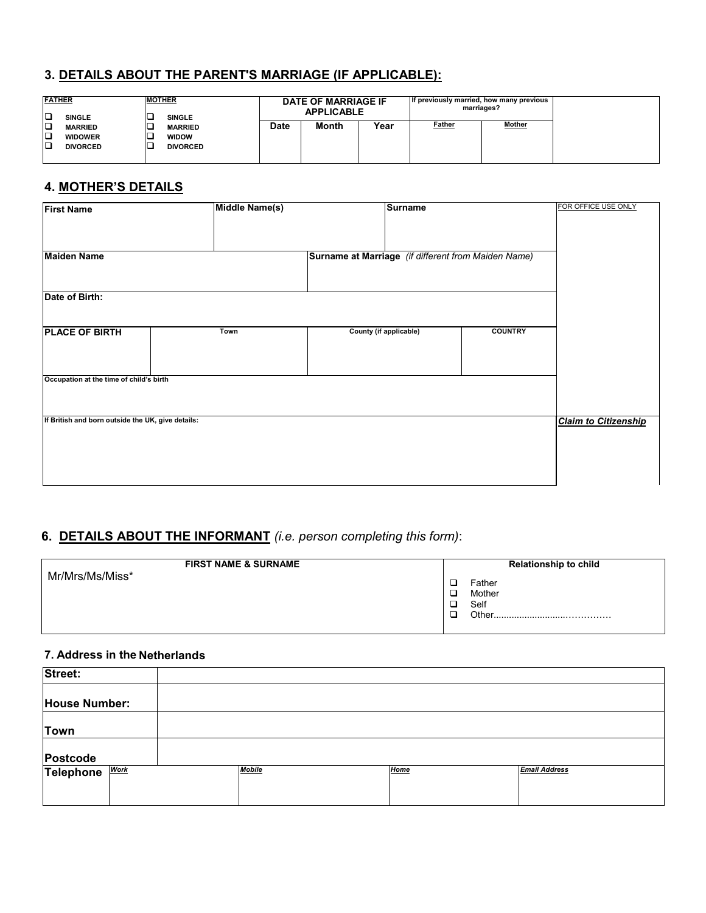## 3. DETAILS ABOUT THE PARENT'S MARRIAGE (IF APPLICABLE):

| FATHER | MOTHER | DATE OF MARRIAGE IF APPLICABLE | | | If previously married, how many previous marriages? | | |
|---|---|---|---|---|---|---|---|
| ❑ SINGLE<br>❑ MARRIED<br>❑ WIDOWER<br>❑ DIVORCED | ❑ SINGLE<br>❑ MARRIED<br>❑ WIDOW<br>❑ DIVORCED | Date | Month | Year | Father | Mother | |
| | | | | | | | |

## 4. MOTHER'S DETAILS

| First Name | | Middle Name(s) | | Surname | | FOR OFFICE USE ONLY |
|---|---|---|---|---|---|---|
| | | | | | | |
| Maiden Name | | | Surname at Marriage *(if different from Maiden Name)* | | | |
| Date of Birth: | | | | | | |
| PLACE OF BIRTH | Town | | County (if applicable) | | COUNTRY | |
| Occupation at the time of child's birth | | | | | | |
| If British and born outside the UK, give details: | | | | | | ***Claim to Citizenship*** |

## 6. DETAILS ABOUT THE INFORMANT *(i.e. person completing this form)*:

| FIRST NAME & SURNAME | Relationship to child |
|---|---|
| Mr/Mrs/Ms/Miss* | ❑ Father<br>❑ Mother<br>❑ Self<br>❑ Other........................................ |

### 7. Address in the Netherlands

| Street: | | | | |
|---|---|---|---|---|
| House Number: | | | | |
| Town | | | | |
| Postcode | | | | |
| Telephone | ***Work*** | ***Mobile*** | ***Home*** | ***Email Address*** |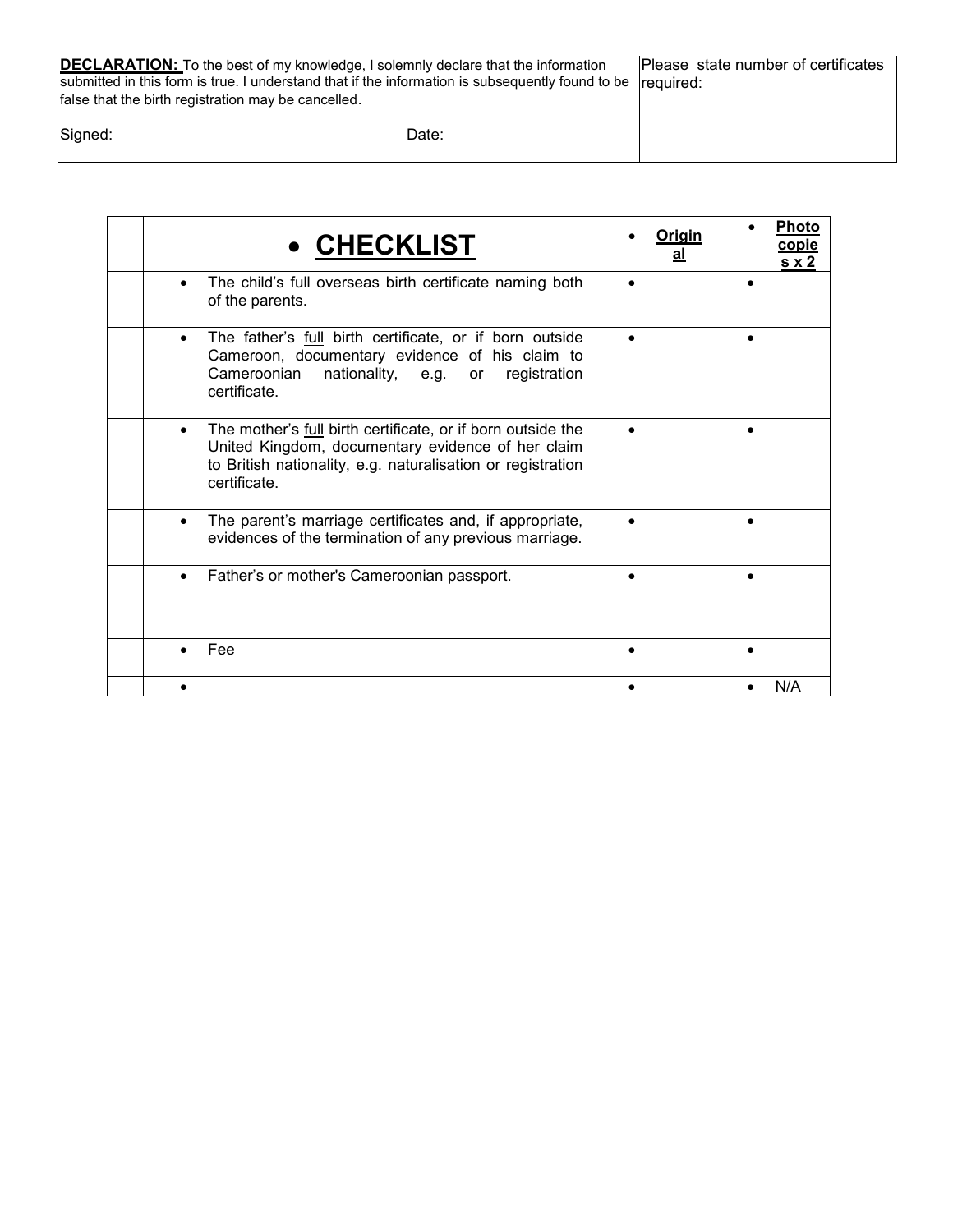| | |
|---|---|
| **DECLARATION:** To the best of my knowledge, I solemnly declare that the information submitted in this form is true. I understand that if the information is subsequently found to be false that the birth registration may be cancelled.<br><br>Signed: Date: | Please state number of certificates required: |

| | **CHECKLIST** | **Original** | **Photocopies x 2** |
|---|---|---|---|
| | The child's full overseas birth certificate naming both of the parents. | | |
| | The father's full birth certificate, or if born outside Cameroon, documentary evidence of his claim to Cameroonian nationality, e.g. or registration certificate. | | |
| | The mother's full birth certificate, or if born outside the United Kingdom, documentary evidence of her claim to British nationality, e.g. naturalisation or registration certificate. | | |
| | The parent's marriage certificates and, if appropriate, evidences of the termination of any previous marriage. | | |
| | Father's or mother's Cameroonian passport. | | |
| | Fee | | |
| | | | N/A |